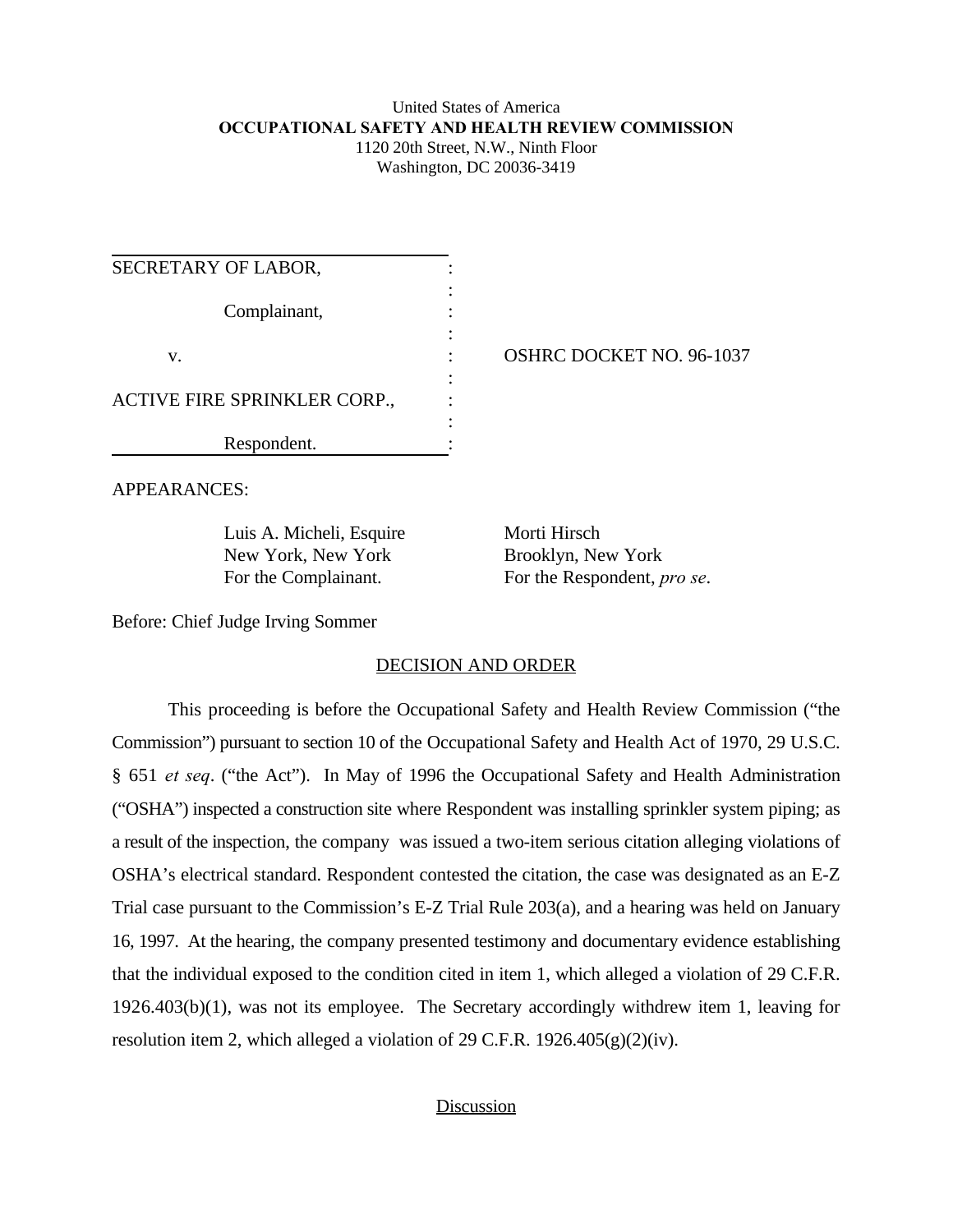United States of America
**OCCUPATIONAL SAFETY AND HEALTH REVIEW COMMISSION**
1120 20th Street, N.W., Ninth Floor
Washington, DC 20036-3419

| | | |
|---|---|---|
| SECRETARY OF LABOR, | : | |
| Complainant, | : | |
| v. | : | OSHRC DOCKET NO. 96-1037 |
| ACTIVE FIRE SPRINKLER CORP., | : | |
| Respondent. | : | |

APPEARANCES:

| | |
|---|---|
| Luis A. Micheli, Esquire | Morti Hirsch |
| New York, New York | Brooklyn, New York |
| For the Complainant. | For the Respondent, *pro se*. |

Before: Chief Judge Irving Sommer

## DECISION AND ORDER

This proceeding is before the Occupational Safety and Health Review Commission ("the Commission") pursuant to section 10 of the Occupational Safety and Health Act of 1970, 29 U.S.C. § 651 *et seq*. ("the Act"). In May of 1996 the Occupational Safety and Health Administration ("OSHA") inspected a construction site where Respondent was installing sprinkler system piping; as a result of the inspection, the company was issued a two-item serious citation alleging violations of OSHA's electrical standard. Respondent contested the citation, the case was designated as an E-Z Trial case pursuant to the Commission's E-Z Trial Rule 203(a), and a hearing was held on January 16, 1997. At the hearing, the company presented testimony and documentary evidence establishing that the individual exposed to the condition cited in item 1, which alleged a violation of 29 C.F.R. 1926.403(b)(1), was not its employee. The Secretary accordingly withdrew item 1, leaving for resolution item 2, which alleged a violation of 29 C.F.R. 1926.405(g)(2)(iv).

## Discussion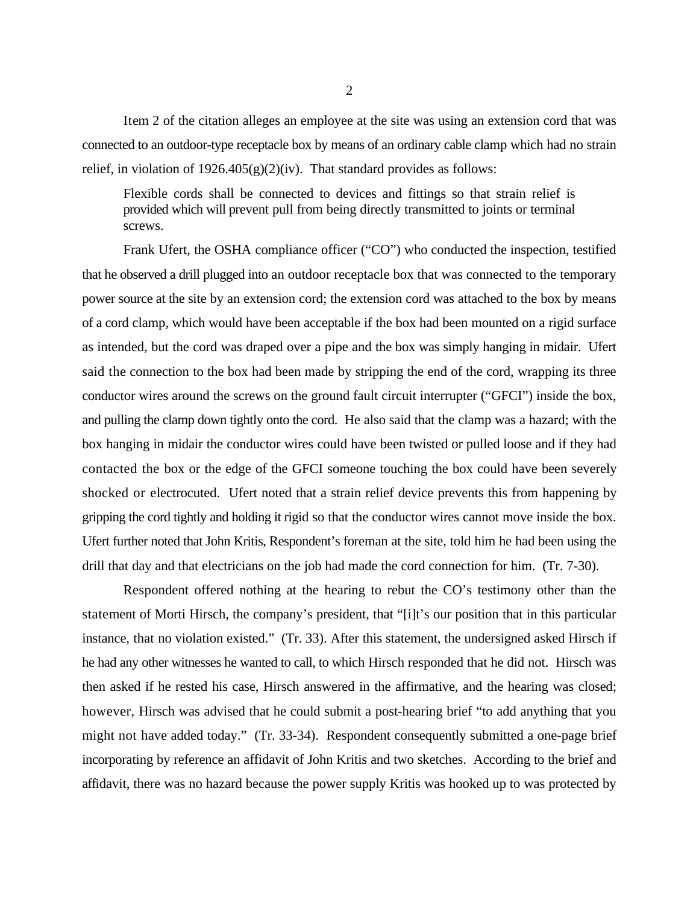Item 2 of the citation alleges an employee at the site was using an extension cord that was connected to an outdoor-type receptacle box by means of an ordinary cable clamp which had no strain relief, in violation of 1926.405(g)(2)(iv). That standard provides as follows:

> Flexible cords shall be connected to devices and fittings so that strain relief is provided which will prevent pull from being directly transmitted to joints or terminal screws.

Frank Ufert, the OSHA compliance officer ("CO") who conducted the inspection, testified that he observed a drill plugged into an outdoor receptacle box that was connected to the temporary power source at the site by an extension cord; the extension cord was attached to the box by means of a cord clamp, which would have been acceptable if the box had been mounted on a rigid surface as intended, but the cord was draped over a pipe and the box was simply hanging in midair. Ufert said the connection to the box had been made by stripping the end of the cord, wrapping its three conductor wires around the screws on the ground fault circuit interrupter ("GFCI") inside the box, and pulling the clamp down tightly onto the cord. He also said that the clamp was a hazard; with the box hanging in midair the conductor wires could have been twisted or pulled loose and if they had contacted the box or the edge of the GFCI someone touching the box could have been severely shocked or electrocuted. Ufert noted that a strain relief device prevents this from happening by gripping the cord tightly and holding it rigid so that the conductor wires cannot move inside the box. Ufert further noted that John Kritis, Respondent's foreman at the site, told him he had been using the drill that day and that electricians on the job had made the cord connection for him. (Tr. 7-30).

Respondent offered nothing at the hearing to rebut the CO's testimony other than the statement of Morti Hirsch, the company's president, that "[i]t's our position that in this particular instance, that no violation existed." (Tr. 33). After this statement, the undersigned asked Hirsch if he had any other witnesses he wanted to call, to which Hirsch responded that he did not. Hirsch was then asked if he rested his case, Hirsch answered in the affirmative, and the hearing was closed; however, Hirsch was advised that he could submit a post-hearing brief "to add anything that you might not have added today." (Tr. 33-34). Respondent consequently submitted a one-page brief incorporating by reference an affidavit of John Kritis and two sketches. According to the brief and affidavit, there was no hazard because the power supply Kritis was hooked up to was protected by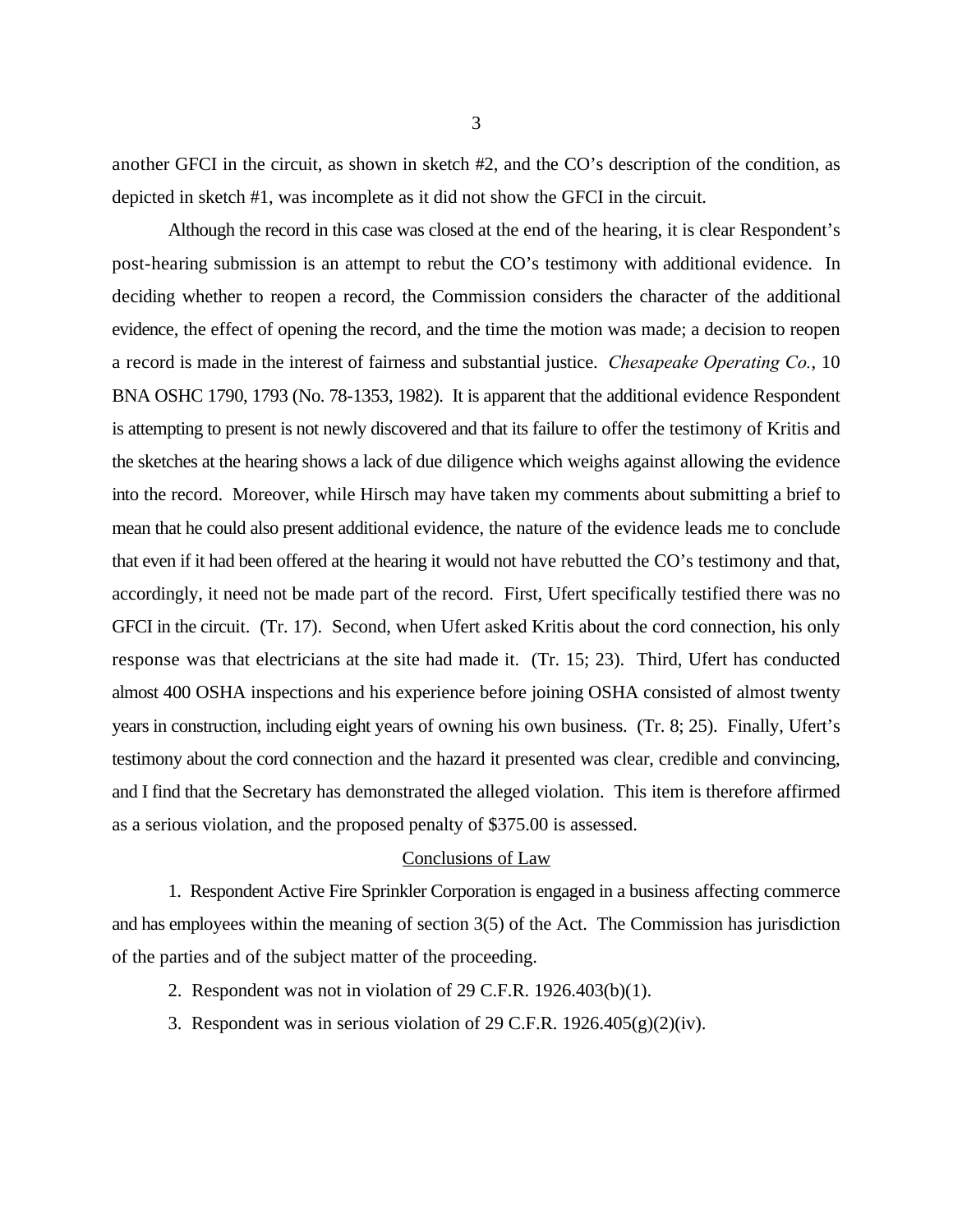another GFCI in the circuit, as shown in sketch #2, and the CO's description of the condition, as depicted in sketch #1, was incomplete as it did not show the GFCI in the circuit.

Although the record in this case was closed at the end of the hearing, it is clear Respondent's post-hearing submission is an attempt to rebut the CO's testimony with additional evidence. In deciding whether to reopen a record, the Commission considers the character of the additional evidence, the effect of opening the record, and the time the motion was made; a decision to reopen a record is made in the interest of fairness and substantial justice. *Chesapeake Operating Co.*, 10 BNA OSHC 1790, 1793 (No. 78-1353, 1982). It is apparent that the additional evidence Respondent is attempting to present is not newly discovered and that its failure to offer the testimony of Kritis and the sketches at the hearing shows a lack of due diligence which weighs against allowing the evidence into the record. Moreover, while Hirsch may have taken my comments about submitting a brief to mean that he could also present additional evidence, the nature of the evidence leads me to conclude that even if it had been offered at the hearing it would not have rebutted the CO's testimony and that, accordingly, it need not be made part of the record. First, Ufert specifically testified there was no GFCI in the circuit. (Tr. 17). Second, when Ufert asked Kritis about the cord connection, his only response was that electricians at the site had made it. (Tr. 15; 23). Third, Ufert has conducted almost 400 OSHA inspections and his experience before joining OSHA consisted of almost twenty years in construction, including eight years of owning his own business. (Tr. 8; 25). Finally, Ufert's testimony about the cord connection and the hazard it presented was clear, credible and convincing, and I find that the Secretary has demonstrated the alleged violation. This item is therefore affirmed as a serious violation, and the proposed penalty of $375.00 is assessed.

## Conclusions of Law

1. Respondent Active Fire Sprinkler Corporation is engaged in a business affecting commerce and has employees within the meaning of section 3(5) of the Act. The Commission has jurisdiction of the parties and of the subject matter of the proceeding.

2. Respondent was not in violation of 29 C.F.R. 1926.403(b)(1).

3. Respondent was in serious violation of 29 C.F.R. 1926.405(g)(2)(iv).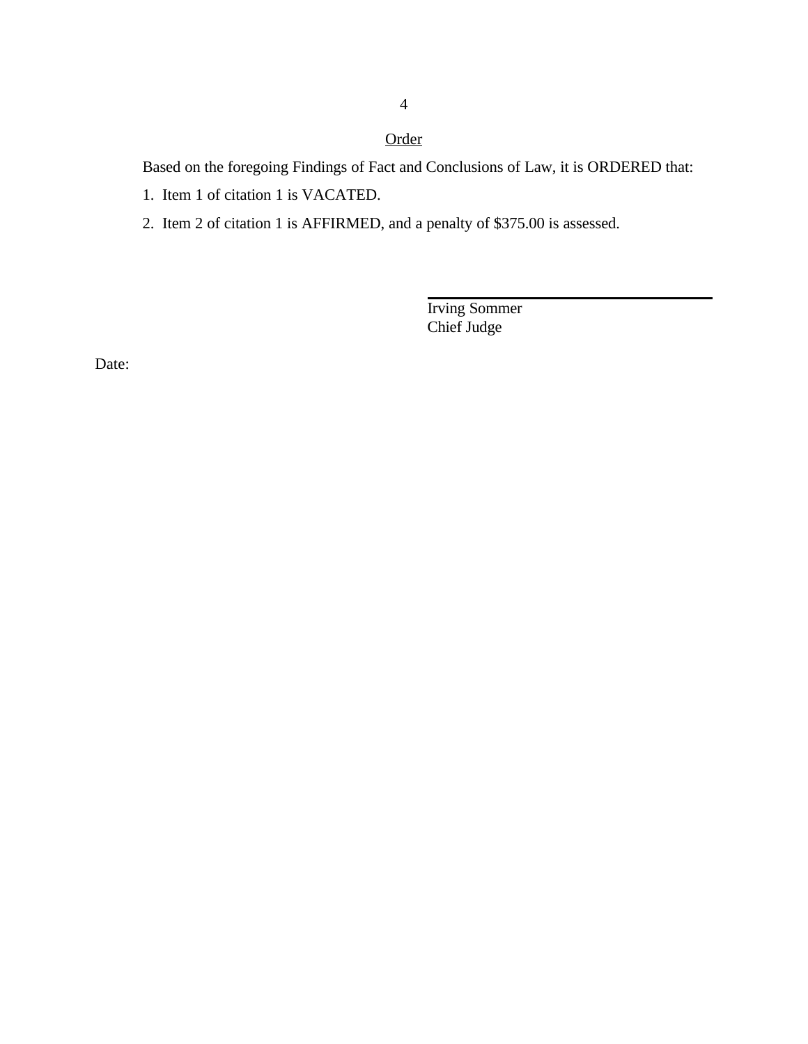## Order

Based on the foregoing Findings of Fact and Conclusions of Law, it is ORDERED that:

1. Item 1 of citation 1 is VACATED.
2. Item 2 of citation 1 is AFFIRMED, and a penalty of $375.00 is assessed.

Irving Sommer
Chief Judge

Date: